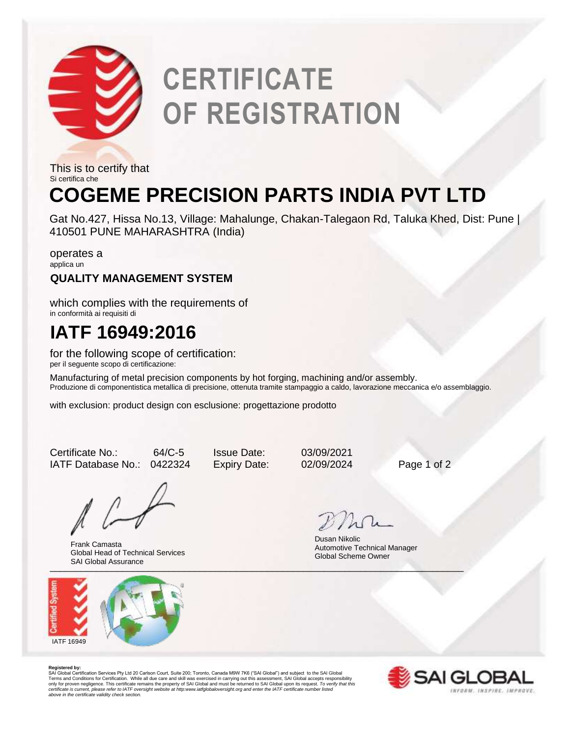# CERTIFICATE OF REGISTRATION

This is to certify that
Si certifica che

## COGEME PRECISION PARTS INDIA PVT LTD

Gat No.427, Hissa No.13, Village: Mahalunge, Chakan-Talegaon Rd, Taluka Khed, Dist: Pune | 410501 PUNE MAHARASHTRA (India)

operates a
applica un

**QUALITY MANAGEMENT SYSTEM**

which complies with the requirements of
in conformità ai requisiti di

## IATF 16949:2016

for the following scope of certification:
per il seguente scopo di certificazione:

Manufacturing of metal precision components by hot forging, machining and/or assembly.
Produzione di componentistica metallica di precisione, ottenuta tramite stampaggio a caldo, lavorazione meccanica e/o assemblaggio.

with exclusion: product design con esclusione: progettazione prodotto

| | | | |
|---|---|---|---|
| Certificate No.: | 64/C-5 | Issue Date: | 03/09/2021 |
| IATF Database No.: | 0422324 | Expiry Date: | 02/09/2024 |

Frank Camasta
Global Head of Technical Services
SAI Global Assurance

Dusan Nikolic
Automotive Technical Manager
Global Scheme Owner

IATF 16949

**Registered by:**
SAI Global Certification Services Pty Ltd 20 Carlson Court, Suite 200; Toronto, Canada M9W 7K6 ("SAI Global") and subject to the SAI Global Terms and Conditions for Certification. While all due care and skill was exercised in carrying out this assessment, SAI Global accepts responsibility only for proven negligence. This certificate remains the property of SAI Global and must be returned to SAI Global upon its request. *To verify that this certificate is current, please refer to IATF oversight website at http:www.iatfglobaloversight.org and enter the IATF certificate number listed above in the certificate validity check section.*

SAI GLOBAL
INFORM. INSPIRE. IMPROVE.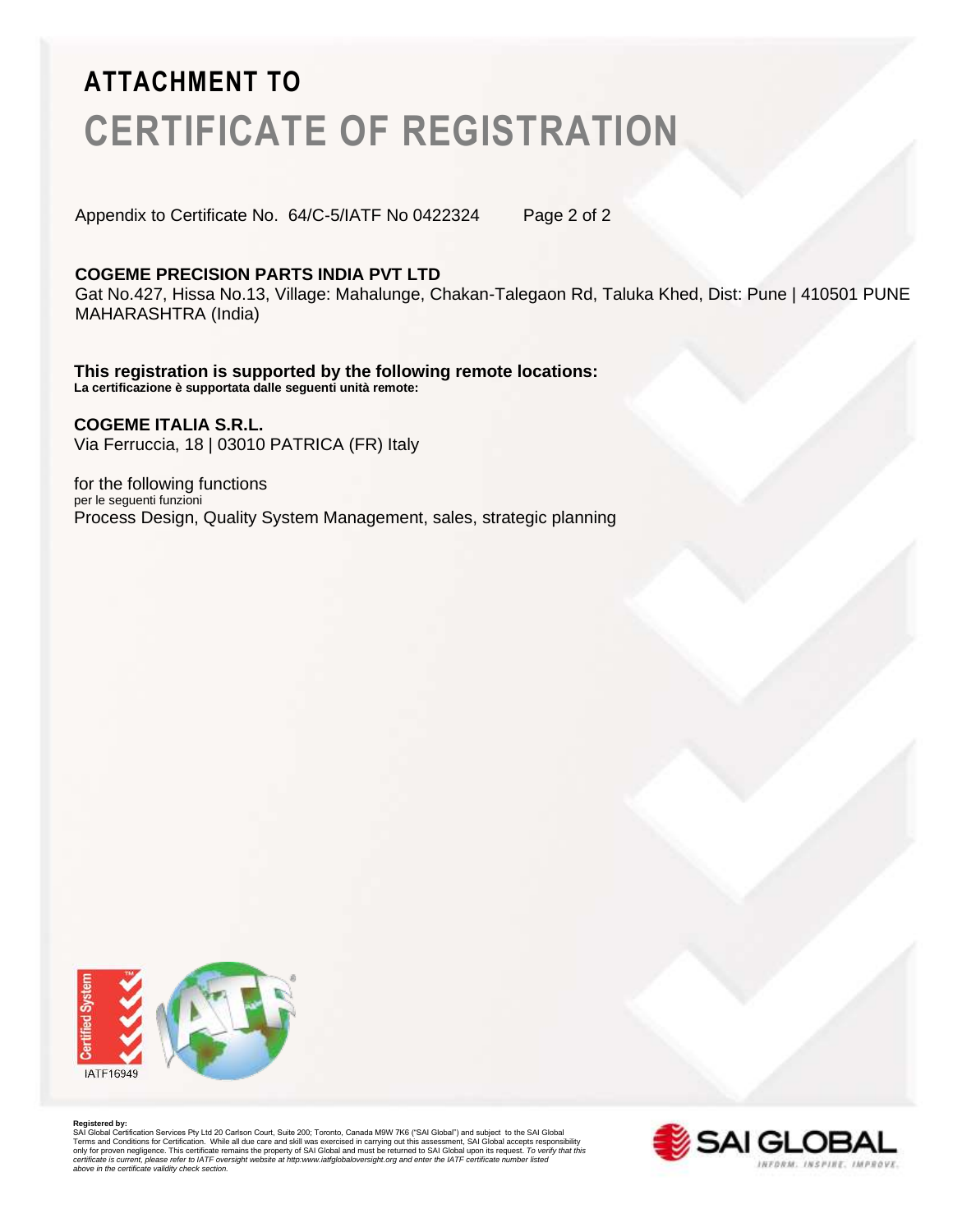# ATTACHMENT TO

# CERTIFICATE OF REGISTRATION

Appendix to Certificate No. 64/C-5/IATF No 0422324

**COGEME PRECISION PARTS INDIA PVT LTD**
Gat No.427, Hissa No.13, Village: Mahalunge, Chakan-Talegaon Rd, Taluka Khed, Dist: Pune | 410501 PUNE MAHARASHTRA (India)

**This registration is supported by the following remote locations:**
**La certificazione è supportata dalle seguenti unità remote:**

**COGEME ITALIA S.R.L.**
Via Ferruccia, 18 | 03010 PATRICA (FR) Italy

for the following functions
per le seguenti funzioni
Process Design, Quality System Management, sales, strategic planning

Certified System

IATF16949

**Registered by:**
SAI Global Certification Services Pty Ltd 20 Carlson Court, Suite 200; Toronto, Canada M9W 7K6 ("SAI Global") and subject to the SAI Global Terms and Conditions for Certification. While all due care and skill was exercised in carrying out this assessment, SAI Global accepts responsibility only for proven negligence. This certificate remains the property of SAI Global and must be returned to SAI Global upon its request. *To verify that this certificate is current, please refer to IATF oversight website at http:www.iatfglobaloversight.org and enter the IATF certificate number listed above in the certificate validity check section.*

SAI GLOBAL
INFORM. INSPIRE. IMPROVE.